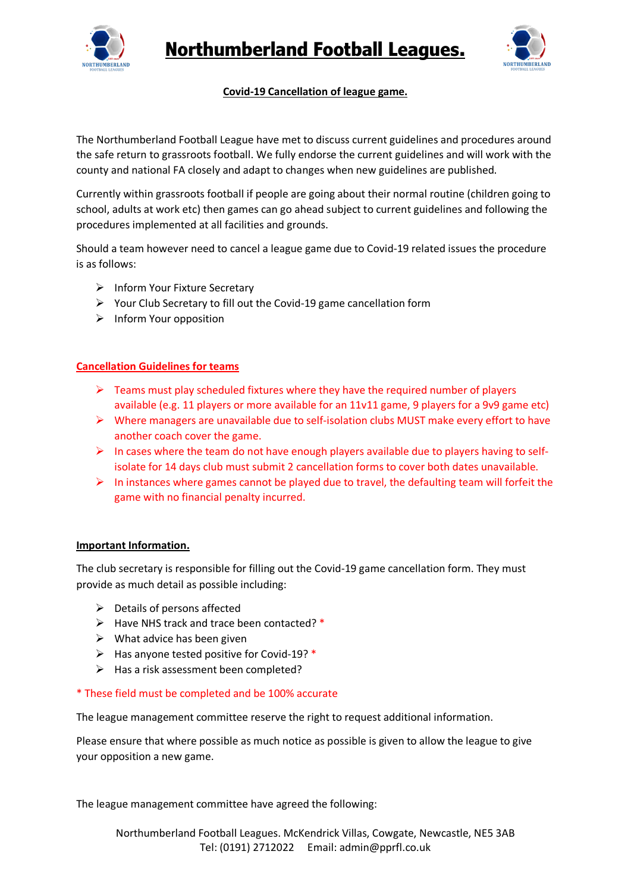# Northumberland Football Leagues.

**Covid-19 Cancellation of league game.**

The Northumberland Football League have met to discuss current guidelines and procedures around the safe return to grassroots football. We fully endorse the current guidelines and will work with the county and national FA closely and adapt to changes when new guidelines are published.

Currently within grassroots football if people are going about their normal routine (children going to school, adults at work etc) then games can go ahead subject to current guidelines and following the procedures implemented at all facilities and grounds.

Should a team however need to cancel a league game due to Covid-19 related issues the procedure is as follows:

- Inform Your Fixture Secretary
- Your Club Secretary to fill out the Covid-19 game cancellation form
- Inform Your opposition

**Cancellation Guidelines for teams**

- Teams must play scheduled fixtures where they have the required number of players available (e.g. 11 players or more available for an 11v11 game, 9 players for a 9v9 game etc)
- Where managers are unavailable due to self-isolation clubs MUST make every effort to have another coach cover the game.
- In cases where the team do not have enough players available due to players having to self-isolate for 14 days club must submit 2 cancellation forms to cover both dates unavailable.
- In instances where games cannot be played due to travel, the defaulting team will forfeit the game with no financial penalty incurred.

**Important Information.**

The club secretary is responsible for filling out the Covid-19 game cancellation form. They must provide as much detail as possible including:

- Details of persons affected
- Have NHS track and trace been contacted? *
- What advice has been given
- Has anyone tested positive for Covid-19? *
- Has a risk assessment been completed?

* These field must be completed and be 100% accurate

The league management committee reserve the right to request additional information.

Please ensure that where possible as much notice as possible is given to allow the league to give your opposition a new game.

The league management committee have agreed the following:

Northumberland Football Leagues. McKendrick Villas, Cowgate, Newcastle, NE5 3AB
Tel: (0191) 2712022 Email: admin@pprfl.co.uk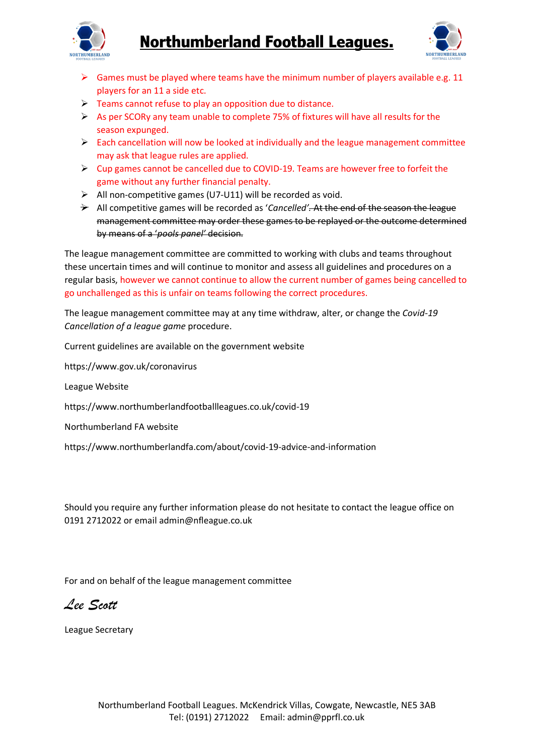- Games must be played where teams have the minimum number of players available e.g. 11 players for an 11 a side etc.
- Teams cannot refuse to play an opposition due to distance.
- As per SCORy any team unable to complete 75% of fixtures will have all results for the season expunged.
- Each cancellation will now be looked at individually and the league management committee may ask that league rules are applied.
- Cup games cannot be cancelled due to COVID-19. Teams are however free to forfeit the game without any further financial penalty.
- All non-competitive games (U7-U11) will be recorded as void.
- All competitive games will be recorded as '*Cancelled*'. ~~At the end of the season the league management committee may order these games to be replayed or the outcome determined by means of a '*pools panel*' decision.~~

The league management committee are committed to working with clubs and teams throughout these uncertain times and will continue to monitor and assess all guidelines and procedures on a regular basis, however we cannot continue to allow the current number of games being cancelled to go unchallenged as this is unfair on teams following the correct procedures.

The league management committee may at any time withdraw, alter, or change the *Covid-19 Cancellation of a league game* procedure.

Current guidelines are available on the government website

https://www.gov.uk/coronavirus

League Website

https://www.northumberlandfootballleagues.co.uk/covid-19

Northumberland FA website

https://www.northumberlandfa.com/about/covid-19-advice-and-information

Should you require any further information please do not hesitate to contact the league office on 0191 2712022 or email admin@nfleague.co.uk

For and on behalf of the league management committee

*Lee Scott*

League Secretary